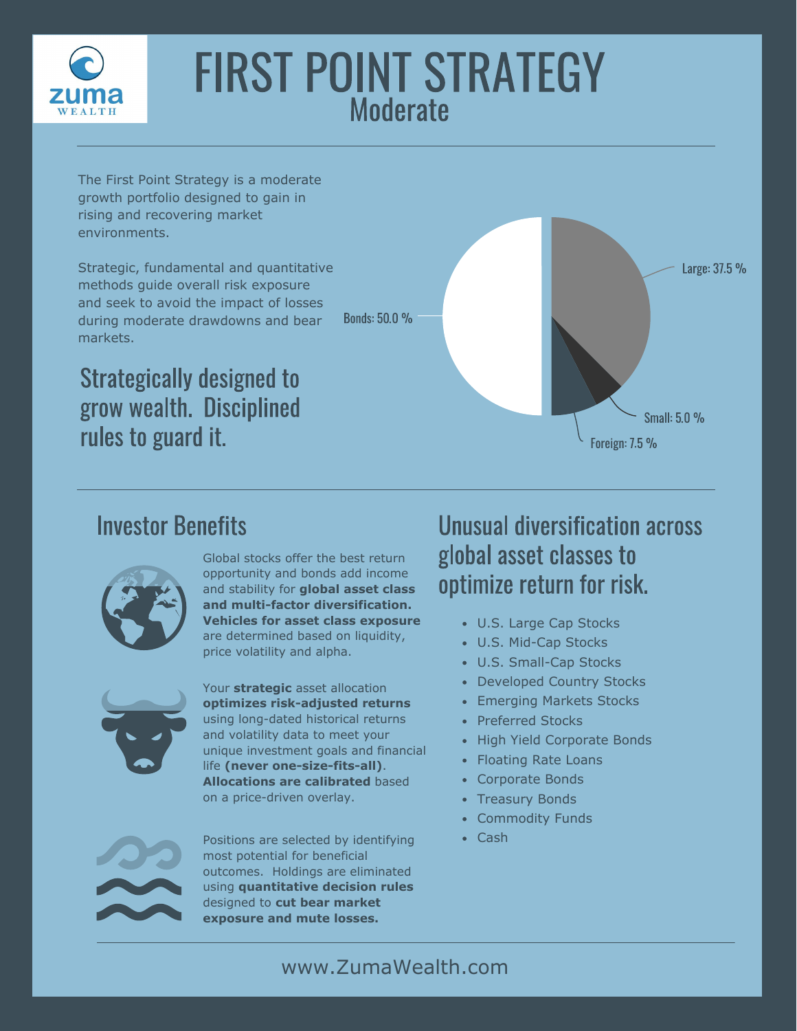zuma WEALTH

# FIRST POINT STRATEGY

## Moderate

The First Point Strategy is a moderate growth portfolio designed to gain in rising and recovering market environments.

Strategic, fundamental and quantitative methods guide overall risk exposure and seek to avoid the impact of losses during moderate drawdowns and bear markets.

### Strategically designed to grow wealth. Disciplined rules to guard it.

- Large: 37.5 %
- Small: 5.0 %
- Foreign: 7.5 %
- Bonds: 50.0 %

## Investor Benefits

Global stocks offer the best return opportunity and bonds add income and stability for **global asset class and multi-factor diversification. Vehicles for asset class exposure** are determined based on liquidity, price volatility and alpha.

Your **strategic** asset allocation **optimizes risk-adjusted returns** using long-dated historical returns and volatility data to meet your unique investment goals and financial life **(never one-size-fits-all)**. **Allocations are calibrated** based on a price-driven overlay.

Positions are selected by identifying most potential for beneficial outcomes. Holdings are eliminated using **quantitative decision rules** designed to **cut bear market exposure and mute losses.**

## Unusual diversification across global asset classes to optimize return for risk.

- U.S. Large Cap Stocks
- U.S. Mid-Cap Stocks
- U.S. Small-Cap Stocks
- Developed Country Stocks
- Emerging Markets Stocks
- Preferred Stocks
- High Yield Corporate Bonds
- Floating Rate Loans
- Corporate Bonds
- Treasury Bonds
- Commodity Funds
- Cash

www.ZumaWealth.com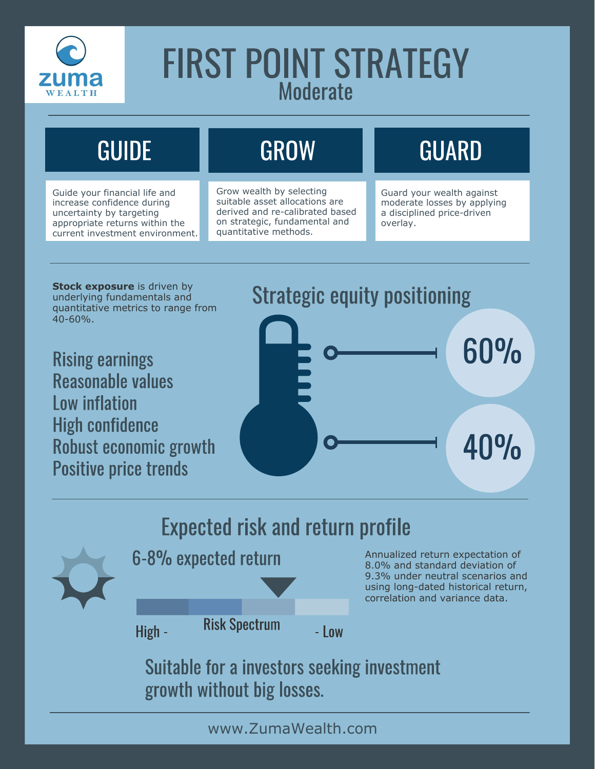zuma
WEALTH

# FIRST POINT STRATEGY

## Moderate

### GUIDE

Guide your financial life and increase confidence during uncertainty by targeting appropriate returns within the current investment environment.

### GROW

Grow wealth by selecting suitable asset allocations are derived and re-calibrated based on strategic, fundamental and quantitative methods.

### GUARD

Guard your wealth against moderate losses by applying a disciplined price-driven overlay.

**Stock exposure** is driven by underlying fundamentals and quantitative metrics to range from 40-60%.

Rising earnings
Reasonable values
Low inflation
High confidence
Robust economic growth
Positive price trends

## Strategic equity positioning

60%

40%

## Expected risk and return profile

6-8% expected return

High - Risk Spectrum - Low

Annualized return expectation of 8.0% and standard deviation of 9.3% under neutral scenarios and using long-dated historical return, correlation and variance data.

Suitable for a investors seeking investment growth without big losses.

www.ZumaWealth.com